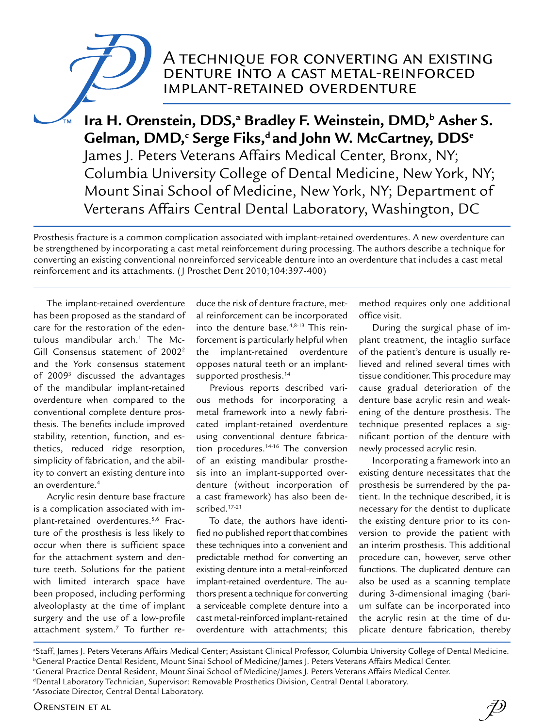# A technique for converting an existing denture into a cast metal-reinforced implant-retained overdenture

**Ira H. Orenstein, DDS,[a] Bradley F. Weinstein, DMD,[b] Asher S. Gelman, DMD,[c] Serge Fiks,[d] and John W. McCartney, DDS[e]**

James J. Peters Veterans Affairs Medical Center, Bronx, NY; Columbia University College of Dental Medicine, New York, NY; Mount Sinai School of Medicine, New York, NY; Department of Verterans Affairs Central Dental Laboratory, Washington, DC

Prosthesis fracture is a common complication associated with implant-retained overdentures. A new overdenture can be strengthened by incorporating a cast metal reinforcement during processing. The authors describe a technique for converting an existing conventional nonreinforced serviceable denture into an overdenture that includes a cast metal reinforcement and its attachments. (J Prosthet Dent 2010;104:397-400)

The implant-retained overdenture has been proposed as the standard of care for the restoration of the edentulous mandibular arch.[1] The McGill Consensus statement of 2002[2] and the York consensus statement of 2009[3] discussed the advantages of the mandibular implant-retained overdenture when compared to the conventional complete denture prosthesis. The benefits include improved stability, retention, function, and esthetics, reduced ridge resorption, simplicity of fabrication, and the ability to convert an existing denture into an overdenture.[4]

Acrylic resin denture base fracture is a complication associated with implant-retained overdentures.[5,6] Fracture of the prosthesis is less likely to occur when there is sufficient space for the attachment system and denture teeth. Solutions for the patient with limited interarch space have been proposed, including performing alveoloplasty at the time of implant surgery and the use of a low-profile attachment system.[7] To further reduce the risk of denture fracture, metal reinforcement can be incorporated into the denture base.[4,8-13] This reinforcement is particularly helpful when the implant-retained overdenture opposes natural teeth or an implant-supported prosthesis.[14]

Previous reports described various methods for incorporating a metal framework into a newly fabricated implant-retained overdenture using conventional denture fabrication procedures.[14-16] The conversion of an existing mandibular prosthesis into an implant-supported overdenture (without incorporation of a cast framework) has also been described.[17-21]

To date, the authors have identified no published report that combines these techniques into a convenient and predictable method for converting an existing denture into a metal-reinforced implant-retained overdenture. The authors present a technique for converting a serviceable complete denture into a cast metal-reinforced implant-retained overdenture with attachments; this method requires only one additional office visit.

During the surgical phase of implant treatment, the intaglio surface of the patient's denture is usually relieved and relined several times with tissue conditioner. This procedure may cause gradual deterioration of the denture base acrylic resin and weakening of the denture prosthesis. The technique presented replaces a significant portion of the denture with newly processed acrylic resin.

Incorporating a framework into an existing denture necessitates that the prosthesis be surrendered by the patient. In the technique described, it is necessary for the dentist to duplicate the existing denture prior to its conversion to provide the patient with an interim prosthesis. This additional procedure can, however, serve other functions. The duplicated denture can also be used as a scanning template during 3-dimensional imaging (barium sulfate can be incorporated into the acrylic resin at the time of duplicate denture fabrication, thereby

[a]Staff, James J. Peters Veterans Affairs Medical Center; Assistant Clinical Professor, Columbia University College of Dental Medicine.
[b]General Practice Dental Resident, Mount Sinai School of Medicine/James J. Peters Veterans Affairs Medical Center.
[c]General Practice Dental Resident, Mount Sinai School of Medicine/James J. Peters Veterans Affairs Medical Center.
[d]Dental Laboratory Technician, Supervisor: Removable Prosthetics Division, Central Dental Laboratory.
[e]Associate Director, Central Dental Laboratory.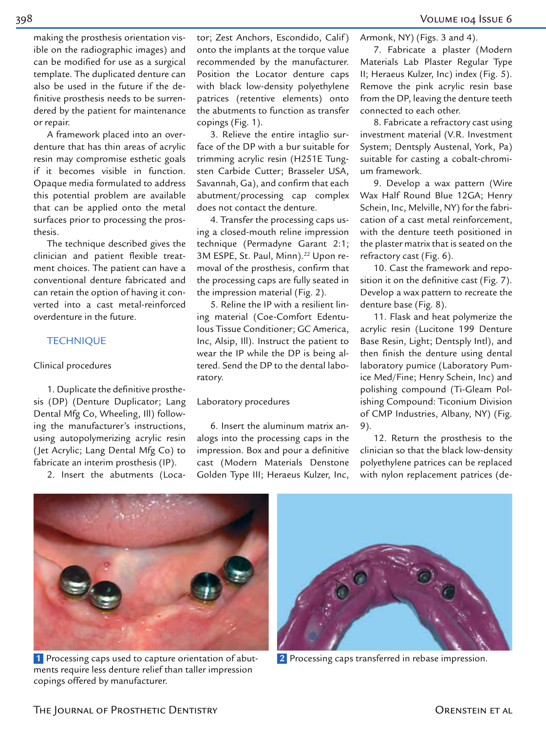making the prosthesis orientation visible on the radiographic images) and can be modified for use as a surgical template. The duplicated denture can also be used in the future if the definitive prosthesis needs to be surrendered by the patient for maintenance or repair.

A framework placed into an overdenture that has thin areas of acrylic resin may compromise esthetic goals if it becomes visible in function. Opaque media formulated to address this potential problem are available that can be applied onto the metal surfaces prior to processing the prosthesis.

The technique described gives the clinician and patient flexible treatment choices. The patient can have a conventional denture fabricated and can retain the option of having it converted into a cast metal-reinforced overdenture in the future.

## TECHNIQUE

### Clinical procedures

1. Duplicate the definitive prosthesis (DP) (Denture Duplicator; Lang Dental Mfg Co, Wheeling, Ill) following the manufacturer's instructions, using autopolymerizing acrylic resin (Jet Acrylic; Lang Dental Mfg Co) to fabricate an interim prosthesis (IP).

2. Insert the abutments (Locator; Zest Anchors, Escondido, Calif) onto the implants at the torque value recommended by the manufacturer. Position the Locator denture caps with black low-density polyethylene patrices (retentive elements) onto the abutments to function as transfer copings (Fig. 1).

3. Relieve the entire intaglio surface of the DP with a bur suitable for trimming acrylic resin (H251E Tungsten Carbide Cutter; Brasseler USA, Savannah, Ga), and confirm that each abutment/processing cap complex does not contact the denture.

4. Transfer the processing caps using a closed-mouth reline impression technique (Permadyne Garant 2:1; 3M ESPE, St. Paul, Minn).[22] Upon removal of the prosthesis, confirm that the processing caps are fully seated in the impression material (Fig. 2).

5. Reline the IP with a resilient lining material (Coe-Comfort Edentulous Tissue Conditioner; GC America, Inc, Alsip, Ill). Instruct the patient to wear the IP while the DP is being altered. Send the DP to the dental laboratory.

### Laboratory procedures

6. Insert the aluminum matrix analogs into the processing caps in the impression. Box and pour a definitive cast (Modern Materials Denstone Golden Type III; Heraeus Kulzer, Inc, Armonk, NY) (Figs. 3 and 4).

7. Fabricate a plaster (Modern Materials Lab Plaster Regular Type II; Heraeus Kulzer, Inc) index (Fig. 5). Remove the pink acrylic resin base from the DP, leaving the denture teeth connected to each other.

8. Fabricate a refractory cast using investment material (V.R. Investment System; Dentsply Austenal, York, Pa) suitable for casting a cobalt-chromium framework.

9. Develop a wax pattern (Wire Wax Half Round Blue 12GA; Henry Schein, Inc, Melville, NY) for the fabrication of a cast metal reinforcement, with the denture teeth positioned in the plaster matrix that is seated on the refractory cast (Fig. 6).

10. Cast the framework and reposition it on the definitive cast (Fig. 7). Develop a wax pattern to recreate the denture base (Fig. 8).

11. Flask and heat polymerize the acrylic resin (Lucitone 199 Denture Base Resin, Light; Dentsply Intl), and then finish the denture using dental laboratory pumice (Laboratory Pumice Med/Fine; Henry Schein, Inc) and polishing compound (Ti-Gleam Polishing Compound: Ticonium Division of CMP Industries, Albany, NY) (Fig. 9).

12. Return the prosthesis to the clinician so that the black low-density polyethylene patrices can be replaced with nylon replacement patrices (de-

**1** Processing caps used to capture orientation of abutments require less denture relief than taller impression copings offered by manufacturer.

**2** Processing caps transferred in rebase impression.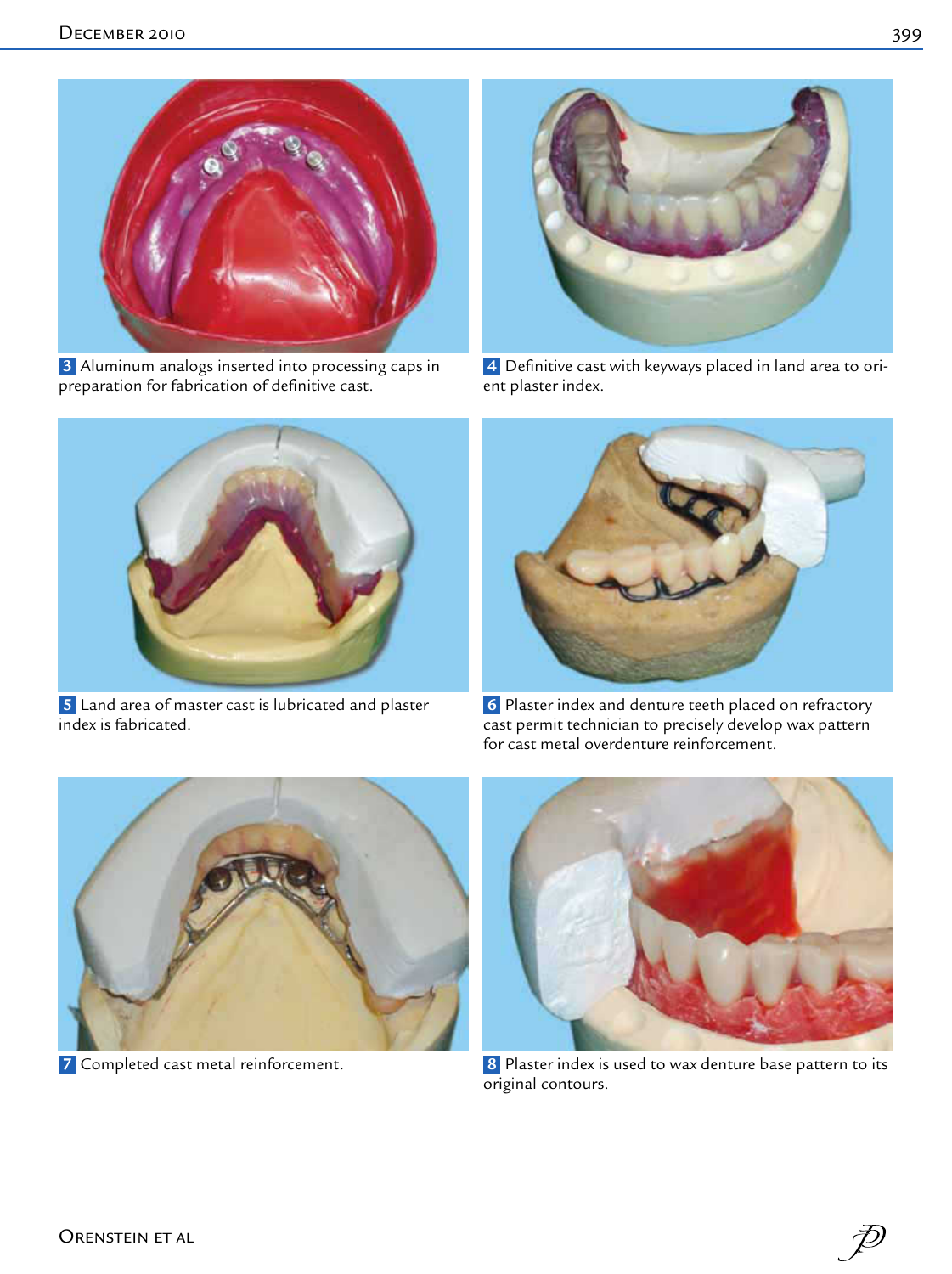3 Aluminum analogs inserted into processing caps in preparation for fabrication of definitive cast.

4 Definitive cast with keyways placed in land area to orient plaster index.

5 Land area of master cast is lubricated and plaster index is fabricated.

6 Plaster index and denture teeth placed on refractory cast permit technician to precisely develop wax pattern for cast metal overdenture reinforcement.

7 Completed cast metal reinforcement.

8 Plaster index is used to wax denture base pattern to its original contours.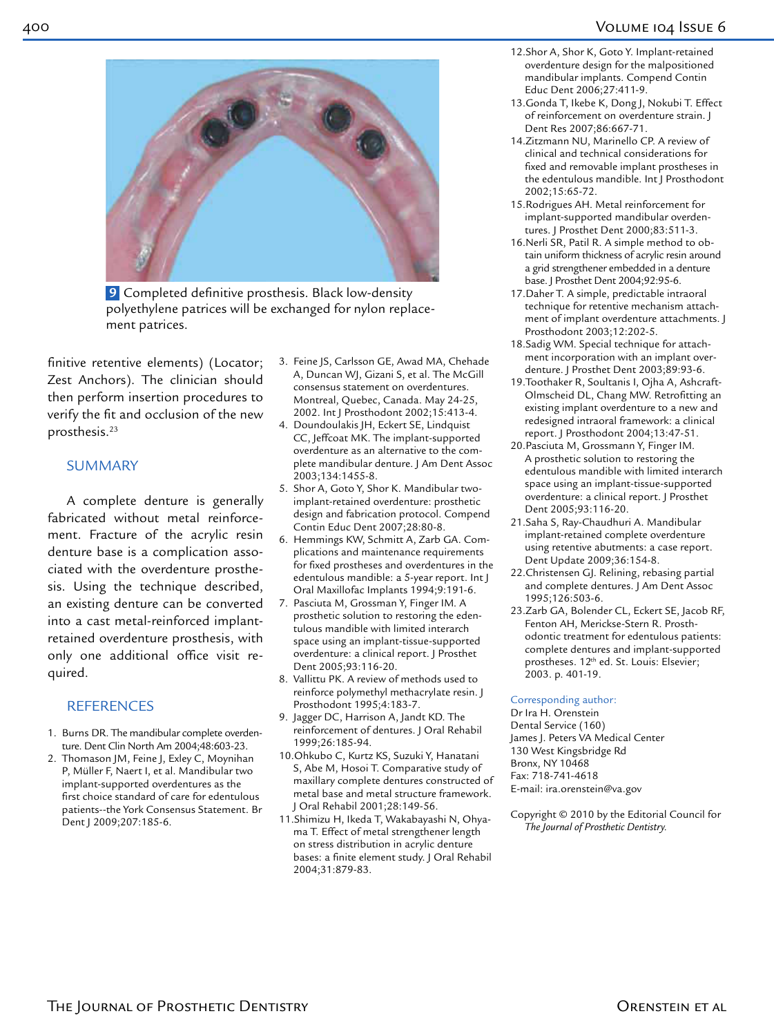**9** Completed definitive prosthesis. Black low-density polyethylene patrices will be exchanged for nylon replacement patrices.

finitive retentive elements) (Locator; Zest Anchors). The clinician should then perform insertion procedures to verify the fit and occlusion of the new prosthesis.[23]

## SUMMARY

A complete denture is generally fabricated without metal reinforcement. Fracture of the acrylic resin denture base is a complication associated with the overdenture prosthesis. Using the technique described, an existing denture can be converted into a cast metal-reinforced implant-retained overdenture prosthesis, with only one additional office visit required.

## REFERENCES

1. Burns DR. The mandibular complete overdenture. Dent Clin North Am 2004;48:603-23.
2. Thomason JM, Feine J, Exley C, Moynihan P, Müller F, Naert I, et al. Mandibular two implant-supported overdentures as the first choice standard of care for edentulous patients--the York Consensus Statement. Br Dent J 2009;207:185-6.
3. Feine JS, Carlsson GE, Awad MA, Chehade A, Duncan WJ, Gizani S, et al. The McGill consensus statement on overdentures. Montreal, Quebec, Canada. May 24-25, 2002. Int J Prosthodont 2002;15:413-4.
4. Doundoulakis JH, Eckert SE, Lindquist CC, Jeffcoat MK. The implant-supported overdenture as an alternative to the complete mandibular denture. J Am Dent Assoc 2003;134:1455-8.
5. Shor A, Goto Y, Shor K. Mandibular two-implant-retained overdenture: prosthetic design and fabrication protocol. Compend Contin Educ Dent 2007;28:80-8.
6. Hemmings KW, Schmitt A, Zarb GA. Complications and maintenance requirements for fixed prostheses and overdentures in the edentulous mandible: a 5-year report. Int J Oral Maxillofac Implants 1994;9:191-6.
7. Pasciuta M, Grossman Y, Finger IM. A prosthetic solution to restoring the edentulous mandible with limited interarch space using an implant-tissue-supported overdenture: a clinical report. J Prosthet Dent 2005;93:116-20.
8. Vallittu PK. A review of methods used to reinforce polymethyl methacrylate resin. J Prosthodont 1995;4:183-7.
9. Jagger DC, Harrison A, Jandt KD. The reinforcement of dentures. J Oral Rehabil 1999;26:185-94.
10. Ohkubo C, Kurtz KS, Suzuki Y, Hanatani S, Abe M, Hosoi T. Comparative study of maxillary complete dentures constructed of metal base and metal structure framework. J Oral Rehabil 2001;28:149-56.
11. Shimizu H, Ikeda T, Wakabayashi N, Ohyama T. Effect of metal strengthener length on stress distribution in acrylic denture bases: a finite element study. J Oral Rehabil 2004;31:879-83.
12. Shor A, Shor K, Goto Y. Implant-retained overdenture design for the malpositioned mandibular implants. Compend Contin Educ Dent 2006;27:411-9.
13. Gonda T, Ikebe K, Dong J, Nokubi T. Effect of reinforcement on overdenture strain. J Dent Res 2007;86:667-71.
14. Zitzmann NU, Marinello CP. A review of clinical and technical considerations for fixed and removable implant prostheses in the edentulous mandible. Int J Prosthodont 2002;15:65-72.
15. Rodrigues AH. Metal reinforcement for implant-supported mandibular overdentures. J Prosthet Dent 2000;83:511-3.
16. Nerli SR, Patil R. A simple method to obtain uniform thickness of acrylic resin around a grid strengthener embedded in a denture base. J Prosthet Dent 2004;92:95-6.
17. Daher T. A simple, predictable intraoral technique for retentive mechanism attachment of implant overdenture attachments. J Prosthodont 2003;12:202-5.
18. Sadig WM. Special technique for attachment incorporation with an implant overdenture. J Prosthet Dent 2003;89:93-6.
19. Toothaker R, Soultanis I, Ojha A, Ashcraft-Olmscheid DL, Chang MW. Retrofitting an existing implant overdenture to a new and redesigned intraoral framework: a clinical report. J Prosthodont 2004;13:47-51.
20. Pasciuta M, Grossmann Y, Finger IM. A prosthetic solution to restoring the edentulous mandible with limited interarch space using an implant-tissue-supported overdenture: a clinical report. J Prosthet Dent 2005;93:116-20.
21. Saha S, Ray-Chaudhuri A. Mandibular implant-retained complete overdenture using retentive abutments: a case report. Dent Update 2009;36:154-8.
22. Christensen GJ. Relining, rebasing partial and complete dentures. J Am Dent Assoc 1995;126:503-6.
23. Zarb GA, Bolender CL, Eckert SE, Jacob RF, Fenton AH, Mericske-Stern R. Prosthodontic treatment for edentulous patients: complete dentures and implant-supported prostheses. 12th ed. St. Louis: Elsevier; 2003. p. 401-19.

Corresponding author:
Dr Ira H. Orenstein
Dental Service (160)
James J. Peters VA Medical Center
130 West Kingsbridge Rd
Bronx, NY 10468
Fax: 718-741-4618
E-mail: ira.orenstein@va.gov

Copyright © 2010 by the Editorial Council for *The Journal of Prosthetic Dentistry.*